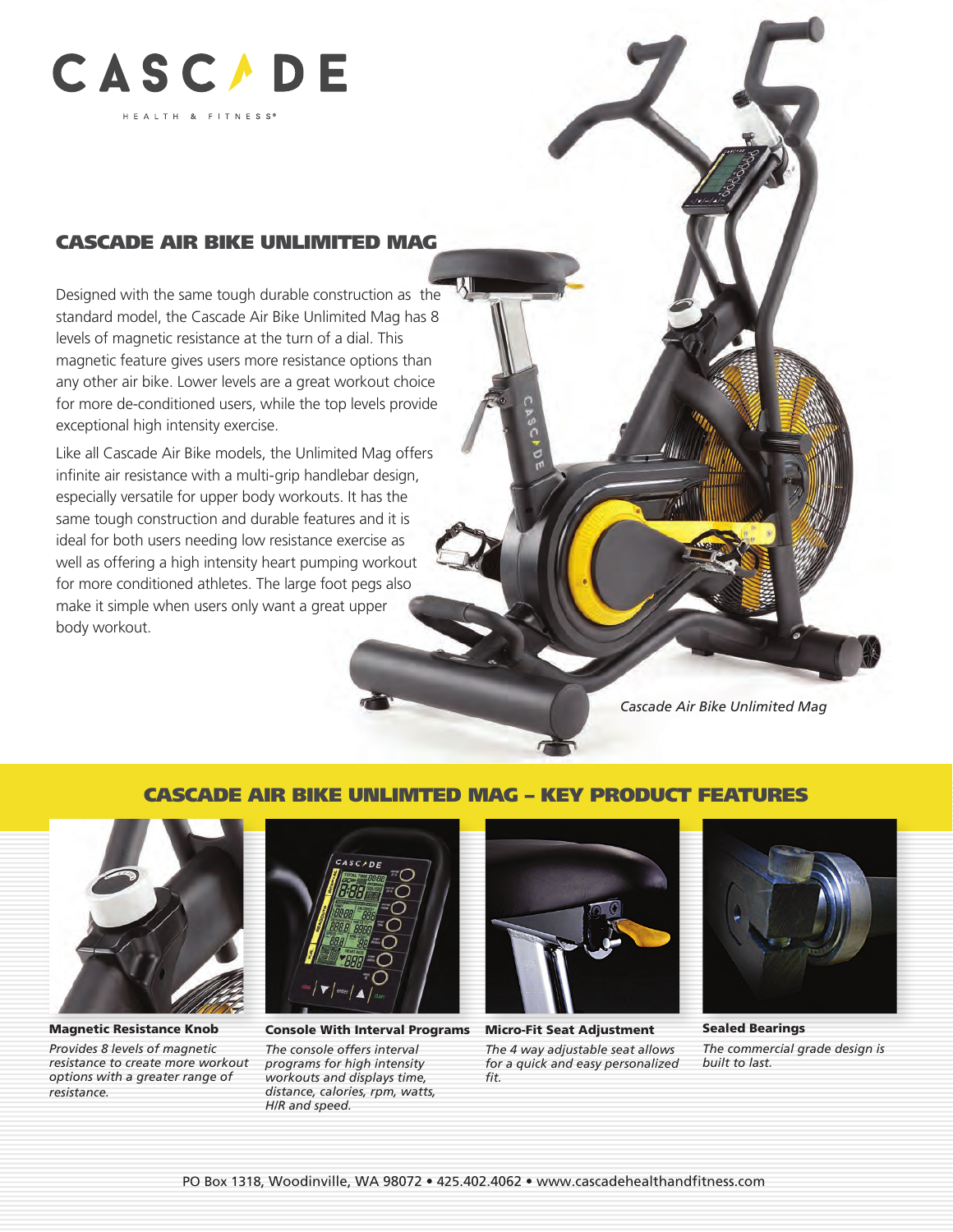CASCADE

HEALTH & FITNESS®

## CASCADE AIR BIKE UNLIMITED MAG

Designed with the same tough durable construction as the standard model, the Cascade Air Bike Unlimited Mag has 8 levels of magnetic resistance at the turn of a dial. This magnetic feature gives users more resistance options than any other air bike. Lower levels are a great workout choice for more de-conditioned users, while the top levels provide exceptional high intensity exercise.

Like all Cascade Air Bike models, the Unlimited Mag offers infinite air resistance with a multi-grip handlebar design, especially versatile for upper body workouts. It has the same tough construction and durable features and it is ideal for both users needing low resistance exercise as well as offering a high intensity heart pumping workout for more conditioned athletes. The large foot pegs also make it simple when users only want a great upper body workout.

*Cascade Air Bike Unlimited Mag*

## CASCADE AIR BIKE UNLIMTED MAG – KEY PRODUCT FEATURES

**Magnetic Resistance Knob**

*Provides 8 levels of magnetic resistance to create more workout options with a greater range of resistance.*

**Console With Interval Programs**

*The console offers interval programs for high intensity workouts and displays time, distance, calories, rpm, watts, H/R and speed.*

**Micro-Fit Seat Adjustment**

*The 4 way adjustable seat allows for a quick and easy personalized fit.*

**Sealed Bearings**

*The commercial grade design is built to last.*

PO Box 1318, Woodinville, WA 98072 • 425.402.4062 • www.cascadehealthandfitness.com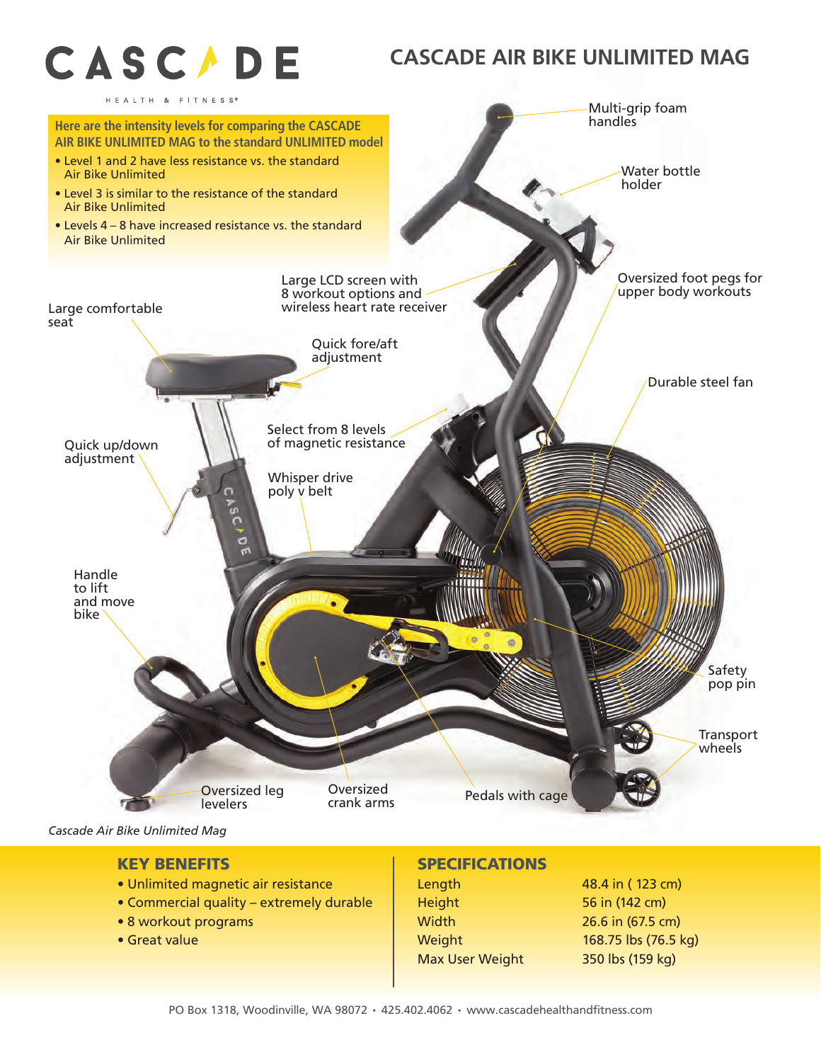# CASCADE AIR BIKE UNLIMITED MAG

**Here are the intensity levels for comparing the CASCADE AIR BIKE UNLIMITED MAG to the standard UNLIMITED model**

- Level 1 and 2 have less resistance vs. the standard Air Bike Unlimited
- Level 3 is similar to the resistance of the standard Air Bike Unlimited
- Levels 4 – 8 have increased resistance vs. the standard Air Bike Unlimited

Multi-grip foam handles

Water bottle holder

Large LCD screen with 8 workout options and wireless heart rate receiver

Oversized foot pegs for upper body workouts

Large comfortable seat

Quick fore/aft adjustment

Durable steel fan

Select from 8 levels of magnetic resistance

Quick up/down adjustment

Whisper drive poly v belt

Handle to lift and move bike

Safety pop pin

Transport wheels

Oversized leg levelers

Oversized crank arms

Pedals with cage

*Cascade Air Bike Unlimited Mag*

## KEY BENEFITS

- Unlimited magnetic air resistance
- Commercial quality – extremely durable
- 8 workout programs
- Great value

## SPECIFICATIONS

| | |
|---|---|
| Length | 48.4 in ( 123 cm) |
| Height | 56 in (142 cm) |
| Width | 26.6 in (67.5 cm) |
| Weight | 168.75 lbs (76.5 kg) |
| Max User Weight | 350 lbs (159 kg) |

PO Box 1318, Woodinville, WA 98072 • 425.402.4062 • www.cascadehealthandfitness.com